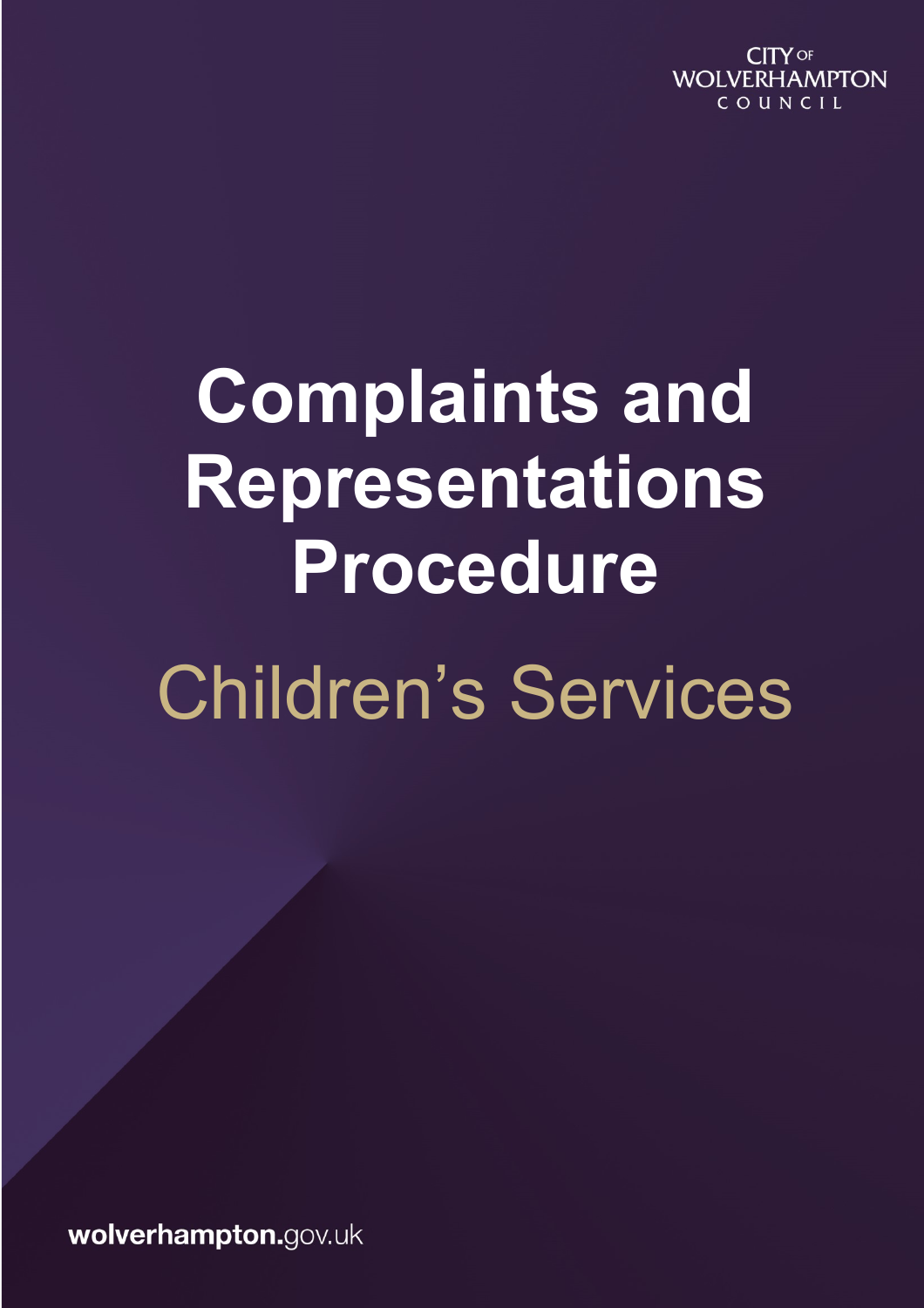CITY OF WOLVERHAMPTON COUNCIL

# Complaints and Representations Procedure

## Children's Services

wolverhampton.gov.uk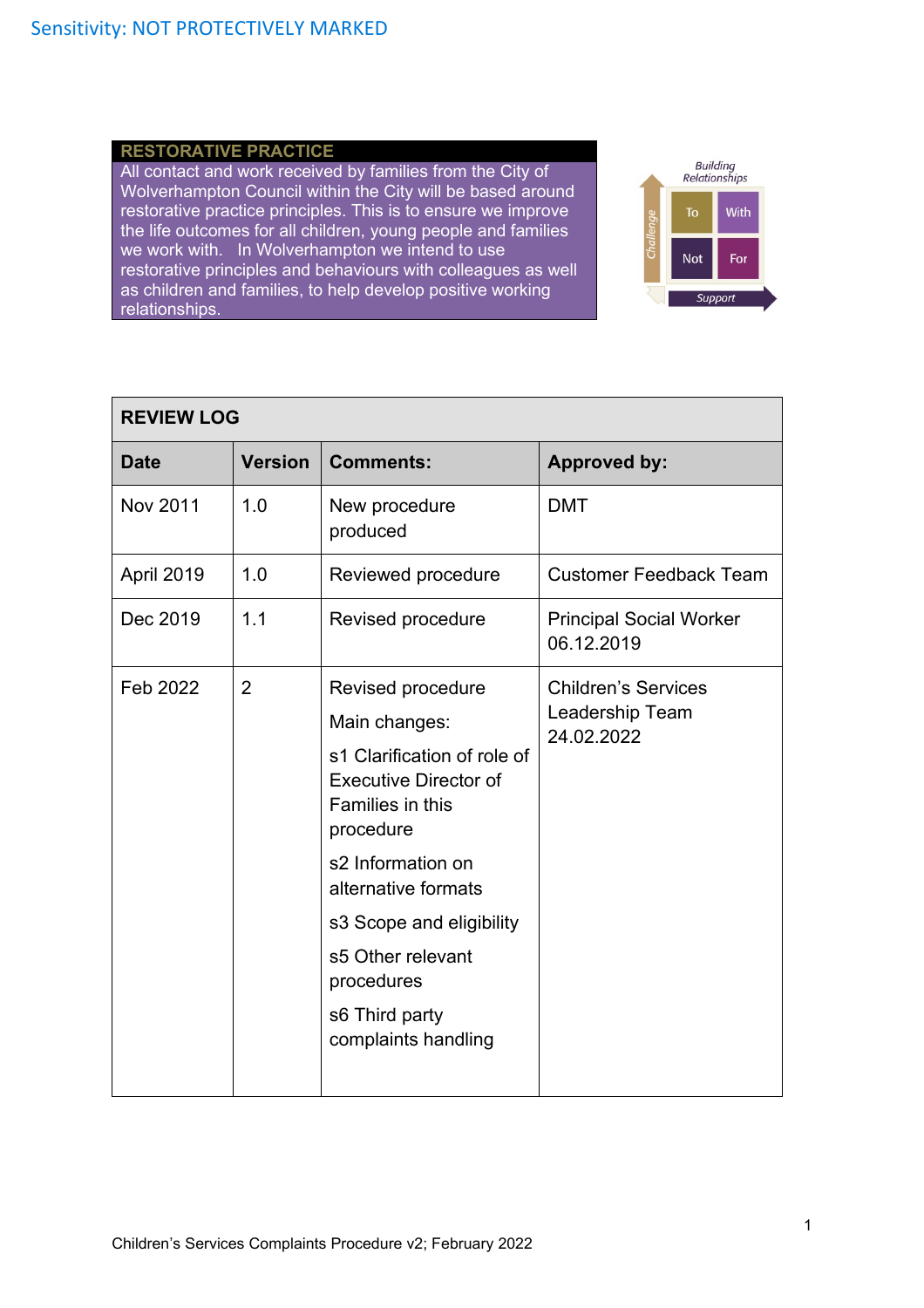Sensitivity: NOT PROTECTIVELY MARKED

**RESTORATIVE PRACTICE**

All contact and work received by families from the City of Wolverhampton Council within the City will be based around restorative practice principles. This is to ensure we improve the life outcomes for all children, young people and families we work with. In Wolverhampton we intend to use restorative principles and behaviours with colleagues as well as children and families, to help develop positive working relationships.

| REVIEW LOG | | | |
|---|---|---|---|
| **Date** | **Version** | **Comments:** | **Approved by:** |
| Nov 2011 | 1.0 | New procedure produced | DMT |
| April 2019 | 1.0 | Reviewed procedure | Customer Feedback Team |
| Dec 2019 | 1.1 | Revised procedure | Principal Social Worker 06.12.2019 |
| Feb 2022 | 2 | Revised procedure<br>Main changes:<br>s1 Clarification of role of Executive Director of Families in this procedure<br>s2 Information on alternative formats<br>s3 Scope and eligibility<br>s5 Other relevant procedures<br>s6 Third party complaints handling | Children's Services Leadership Team 24.02.2022 |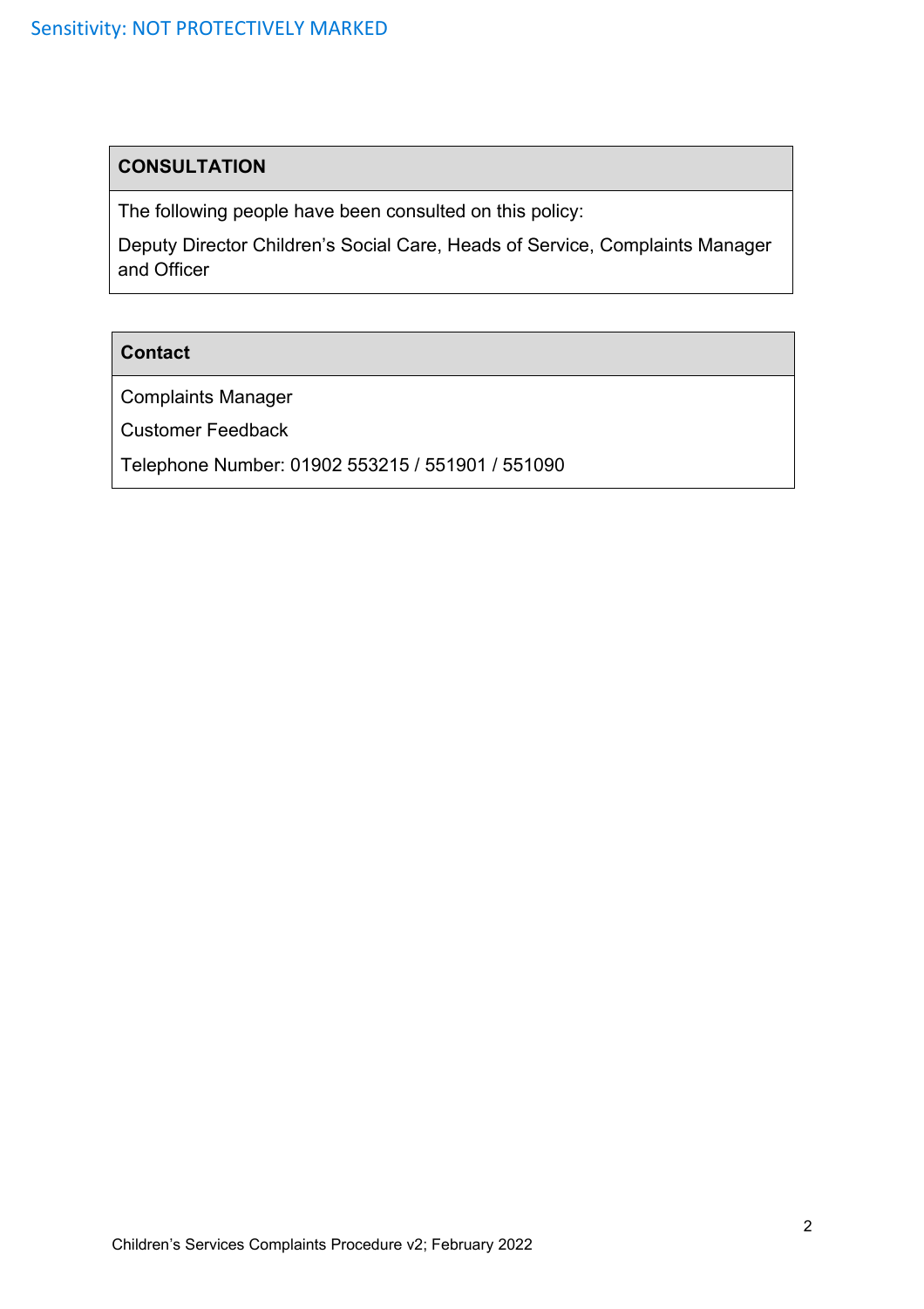| CONSULTATION |
| --- |
| The following people have been consulted on this policy:<br>Deputy Director Children's Social Care, Heads of Service, Complaints Manager and Officer |

| Contact |
| --- |
| Complaints Manager<br>Customer Feedback<br>Telephone Number: 01902 553215 / 551901 / 551090 |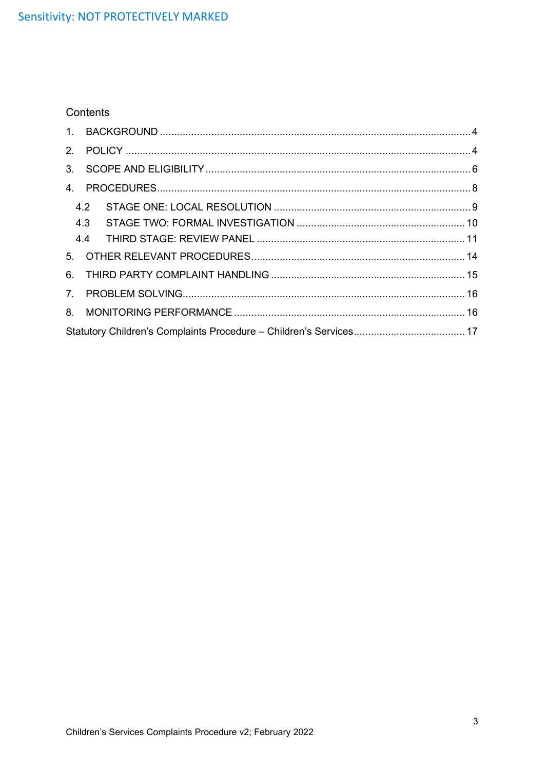Contents

1. BACKGROUND ........................................................................................................ 4
2. POLICY ................................................................................................................... 4
3. SCOPE AND ELIGIBILITY ........................................................................................ 6
4. PROCEDURES ........................................................................................................ 8
    - 4.2 STAGE ONE: LOCAL RESOLUTION ................................................................. 9
    - 4.3 STAGE TWO: FORMAL INVESTIGATION ........................................................ 10
    - 4.4 THIRD STAGE: REVIEW PANEL ...................................................................... 11
5. OTHER RELEVANT PROCEDURES ....................................................................... 14
6. THIRD PARTY COMPLAINT HANDLING ................................................................ 15
7. PROBLEM SOLVING .............................................................................................. 16
8. MONITORING PERFORMANCE ............................................................................. 16

Statutory Children's Complaints Procedure – Children's Services ................................... 17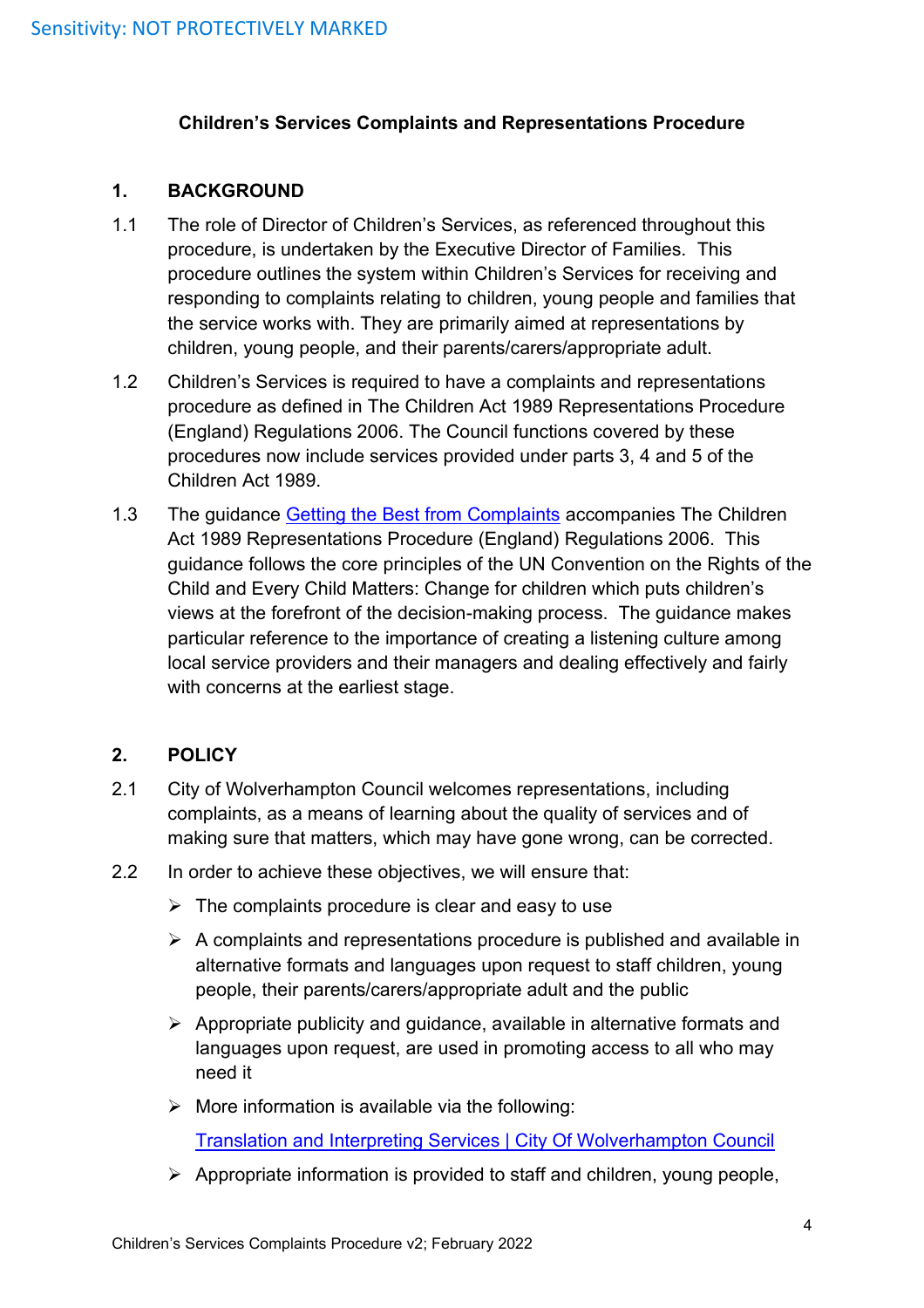## Children's Services Complaints and Representations Procedure

### 1. BACKGROUND

1.1 The role of Director of Children's Services, as referenced throughout this procedure, is undertaken by the Executive Director of Families. This procedure outlines the system within Children's Services for receiving and responding to complaints relating to children, young people and families that the service works with. They are primarily aimed at representations by children, young people, and their parents/carers/appropriate adult.

1.2 Children's Services is required to have a complaints and representations procedure as defined in The Children Act 1989 Representations Procedure (England) Regulations 2006. The Council functions covered by these procedures now include services provided under parts 3, 4 and 5 of the Children Act 1989.

1.3 The guidance Getting the Best from Complaints accompanies The Children Act 1989 Representations Procedure (England) Regulations 2006. This guidance follows the core principles of the UN Convention on the Rights of the Child and Every Child Matters: Change for children which puts children's views at the forefront of the decision-making process. The guidance makes particular reference to the importance of creating a listening culture among local service providers and their managers and dealing effectively and fairly with concerns at the earliest stage.

### 2. POLICY

2.1 City of Wolverhampton Council welcomes representations, including complaints, as a means of learning about the quality of services and of making sure that matters, which may have gone wrong, can be corrected.

2.2 In order to achieve these objectives, we will ensure that:

- The complaints procedure is clear and easy to use
- A complaints and representations procedure is published and available in alternative formats and languages upon request to staff children, young people, their parents/carers/appropriate adult and the public
- Appropriate publicity and guidance, available in alternative formats and languages upon request, are used in promoting access to all who may need it
- More information is available via the following:

  Translation and Interpreting Services | City Of Wolverhampton Council
- Appropriate information is provided to staff and children, young people,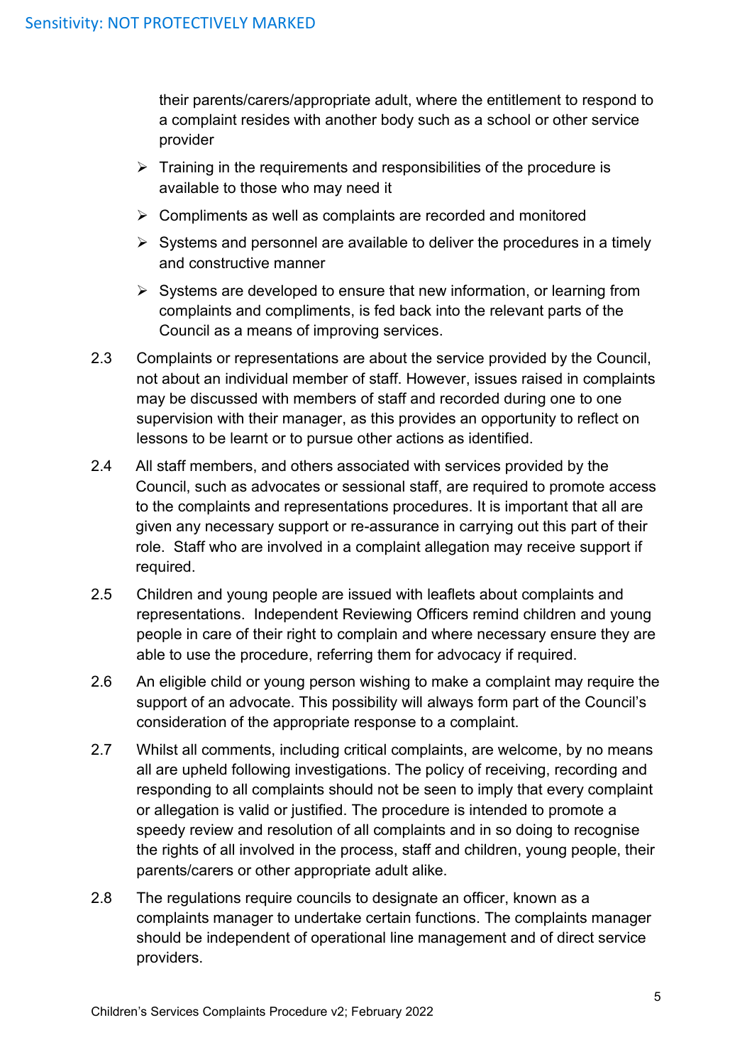their parents/carers/appropriate adult, where the entitlement to respond to a complaint resides with another body such as a school or other service provider

- Training in the requirements and responsibilities of the procedure is available to those who may need it
- Compliments as well as complaints are recorded and monitored
- Systems and personnel are available to deliver the procedures in a timely and constructive manner
- Systems are developed to ensure that new information, or learning from complaints and compliments, is fed back into the relevant parts of the Council as a means of improving services.

2.3 Complaints or representations are about the service provided by the Council, not about an individual member of staff. However, issues raised in complaints may be discussed with members of staff and recorded during one to one supervision with their manager, as this provides an opportunity to reflect on lessons to be learnt or to pursue other actions as identified.

2.4 All staff members, and others associated with services provided by the Council, such as advocates or sessional staff, are required to promote access to the complaints and representations procedures. It is important that all are given any necessary support or re-assurance in carrying out this part of their role. Staff who are involved in a complaint allegation may receive support if required.

2.5 Children and young people are issued with leaflets about complaints and representations. Independent Reviewing Officers remind children and young people in care of their right to complain and where necessary ensure they are able to use the procedure, referring them for advocacy if required.

2.6 An eligible child or young person wishing to make a complaint may require the support of an advocate. This possibility will always form part of the Council's consideration of the appropriate response to a complaint.

2.7 Whilst all comments, including critical complaints, are welcome, by no means all are upheld following investigations. The policy of receiving, recording and responding to all complaints should not be seen to imply that every complaint or allegation is valid or justified. The procedure is intended to promote a speedy review and resolution of all complaints and in so doing to recognise the rights of all involved in the process, staff and children, young people, their parents/carers or other appropriate adult alike.

2.8 The regulations require councils to designate an officer, known as a complaints manager to undertake certain functions. The complaints manager should be independent of operational line management and of direct service providers.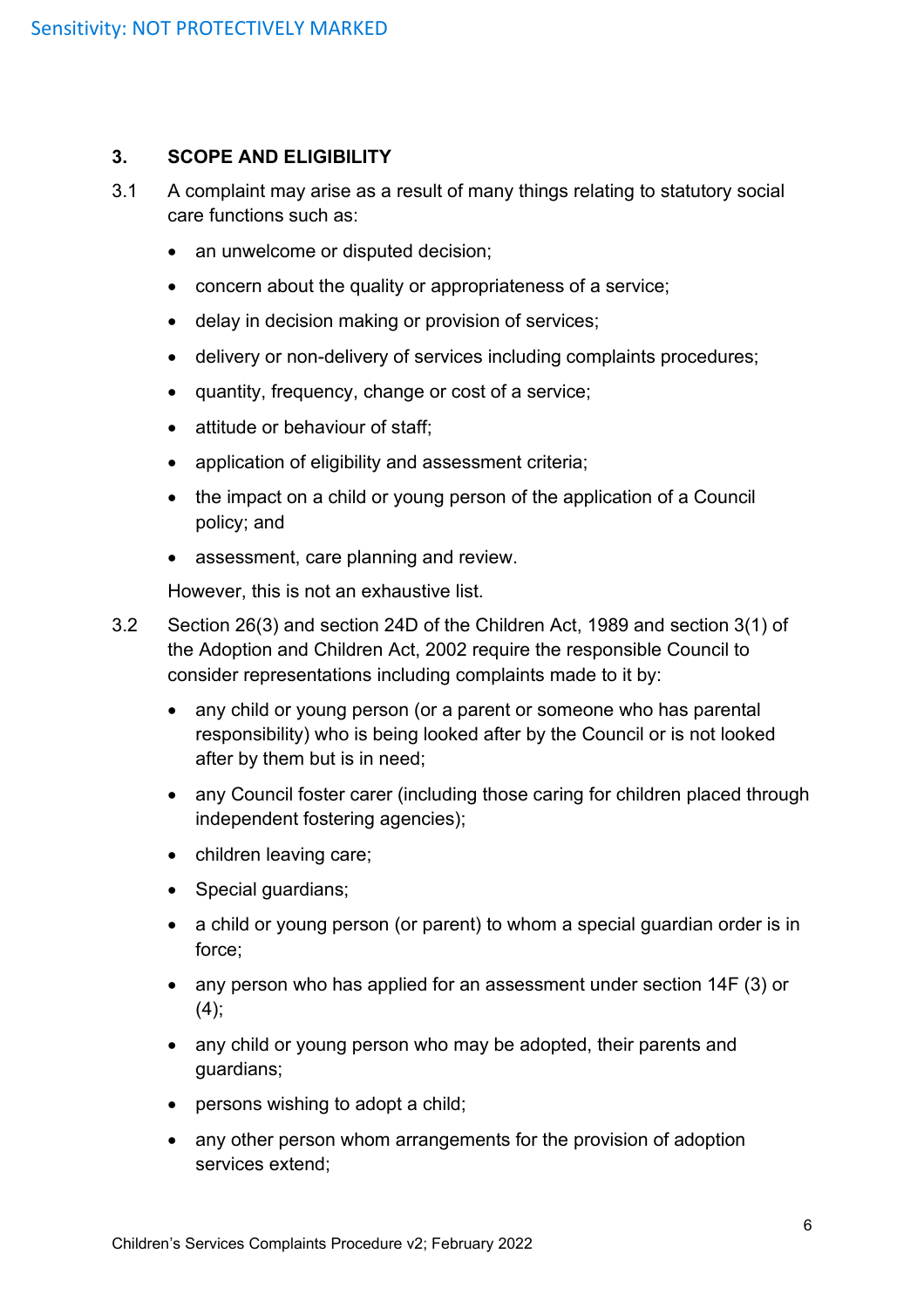## 3. SCOPE AND ELIGIBILITY

3.1 A complaint may arise as a result of many things relating to statutory social care functions such as:

- an unwelcome or disputed decision;
- concern about the quality or appropriateness of a service;
- delay in decision making or provision of services;
- delivery or non-delivery of services including complaints procedures;
- quantity, frequency, change or cost of a service;
- attitude or behaviour of staff;
- application of eligibility and assessment criteria;
- the impact on a child or young person of the application of a Council policy; and
- assessment, care planning and review.

However, this is not an exhaustive list.

3.2 Section 26(3) and section 24D of the Children Act, 1989 and section 3(1) of the Adoption and Children Act, 2002 require the responsible Council to consider representations including complaints made to it by:

- any child or young person (or a parent or someone who has parental responsibility) who is being looked after by the Council or is not looked after by them but is in need;
- any Council foster carer (including those caring for children placed through independent fostering agencies);
- children leaving care;
- Special guardians;
- a child or young person (or parent) to whom a special guardian order is in force;
- any person who has applied for an assessment under section 14F (3) or (4);
- any child or young person who may be adopted, their parents and guardians;
- persons wishing to adopt a child;
- any other person whom arrangements for the provision of adoption services extend;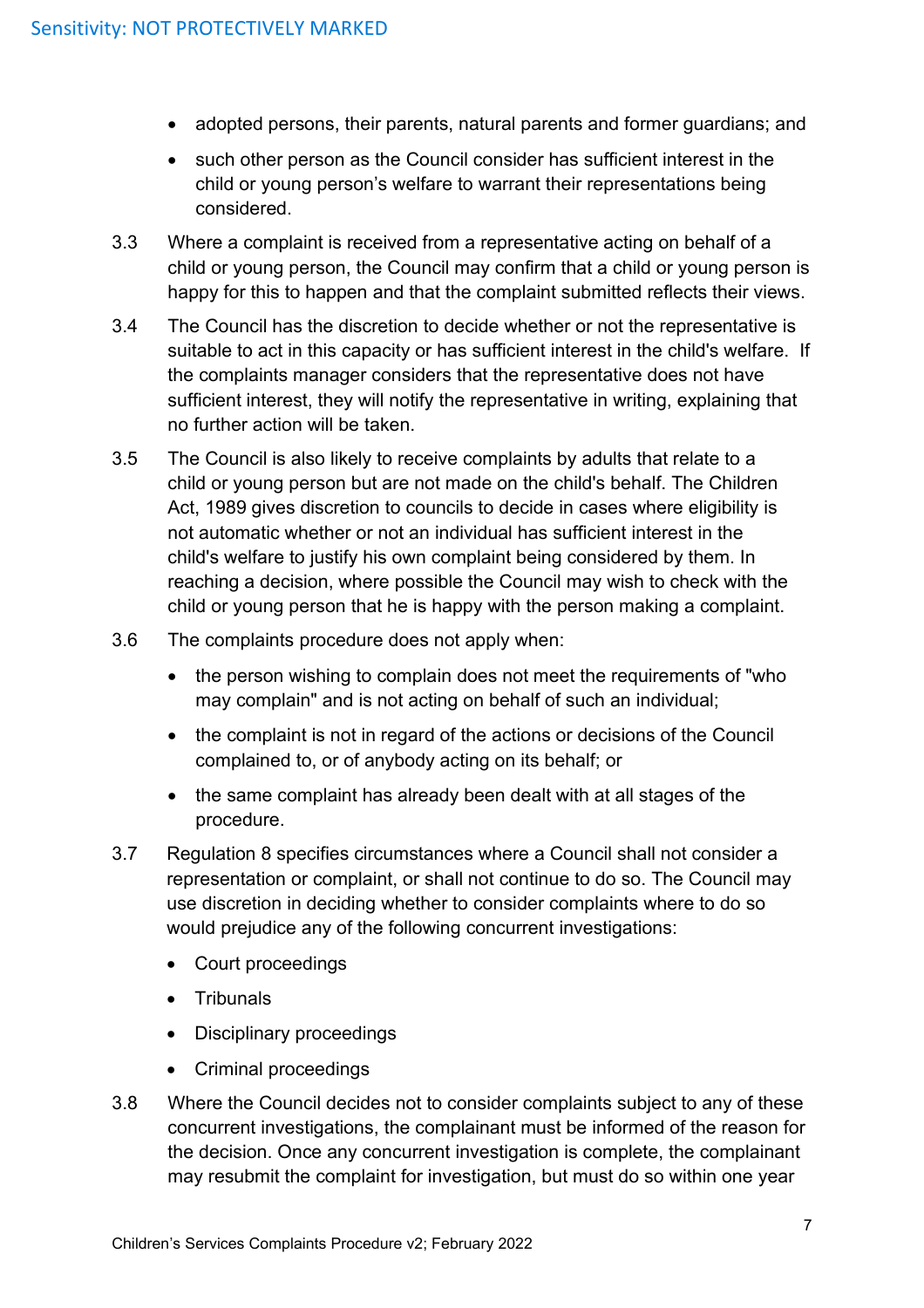- adopted persons, their parents, natural parents and former guardians; and
- such other person as the Council consider has sufficient interest in the child or young person's welfare to warrant their representations being considered.

3.3 Where a complaint is received from a representative acting on behalf of a child or young person, the Council may confirm that a child or young person is happy for this to happen and that the complaint submitted reflects their views.

3.4 The Council has the discretion to decide whether or not the representative is suitable to act in this capacity or has sufficient interest in the child's welfare. If the complaints manager considers that the representative does not have sufficient interest, they will notify the representative in writing, explaining that no further action will be taken.

3.5 The Council is also likely to receive complaints by adults that relate to a child or young person but are not made on the child's behalf. The Children Act, 1989 gives discretion to councils to decide in cases where eligibility is not automatic whether or not an individual has sufficient interest in the child's welfare to justify his own complaint being considered by them. In reaching a decision, where possible the Council may wish to check with the child or young person that he is happy with the person making a complaint.

3.6 The complaints procedure does not apply when:

- the person wishing to complain does not meet the requirements of "who may complain" and is not acting on behalf of such an individual;
- the complaint is not in regard of the actions or decisions of the Council complained to, or of anybody acting on its behalf; or
- the same complaint has already been dealt with at all stages of the procedure.

3.7 Regulation 8 specifies circumstances where a Council shall not consider a representation or complaint, or shall not continue to do so. The Council may use discretion in deciding whether to consider complaints where to do so would prejudice any of the following concurrent investigations:

- Court proceedings
- Tribunals
- Disciplinary proceedings
- Criminal proceedings

3.8 Where the Council decides not to consider complaints subject to any of these concurrent investigations, the complainant must be informed of the reason for the decision. Once any concurrent investigation is complete, the complainant may resubmit the complaint for investigation, but must do so within one year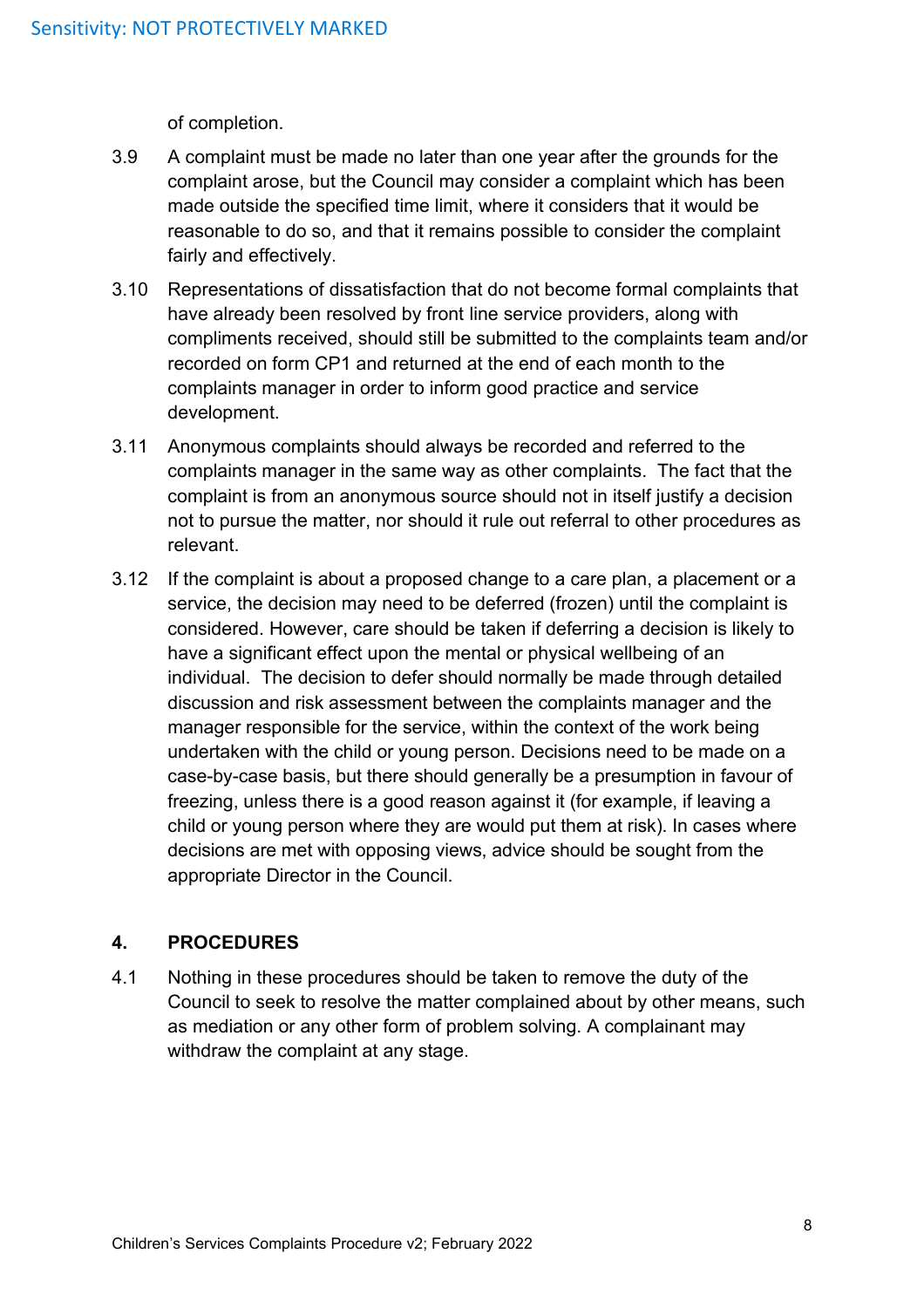of completion.

3.9 A complaint must be made no later than one year after the grounds for the complaint arose, but the Council may consider a complaint which has been made outside the specified time limit, where it considers that it would be reasonable to do so, and that it remains possible to consider the complaint fairly and effectively.

3.10 Representations of dissatisfaction that do not become formal complaints that have already been resolved by front line service providers, along with compliments received, should still be submitted to the complaints team and/or recorded on form CP1 and returned at the end of each month to the complaints manager in order to inform good practice and service development.

3.11 Anonymous complaints should always be recorded and referred to the complaints manager in the same way as other complaints. The fact that the complaint is from an anonymous source should not in itself justify a decision not to pursue the matter, nor should it rule out referral to other procedures as relevant.

3.12 If the complaint is about a proposed change to a care plan, a placement or a service, the decision may need to be deferred (frozen) until the complaint is considered. However, care should be taken if deferring a decision is likely to have a significant effect upon the mental or physical wellbeing of an individual. The decision to defer should normally be made through detailed discussion and risk assessment between the complaints manager and the manager responsible for the service, within the context of the work being undertaken with the child or young person. Decisions need to be made on a case-by-case basis, but there should generally be a presumption in favour of freezing, unless there is a good reason against it (for example, if leaving a child or young person where they are would put them at risk). In cases where decisions are met with opposing views, advice should be sought from the appropriate Director in the Council.

## 4. PROCEDURES

4.1 Nothing in these procedures should be taken to remove the duty of the Council to seek to resolve the matter complained about by other means, such as mediation or any other form of problem solving. A complainant may withdraw the complaint at any stage.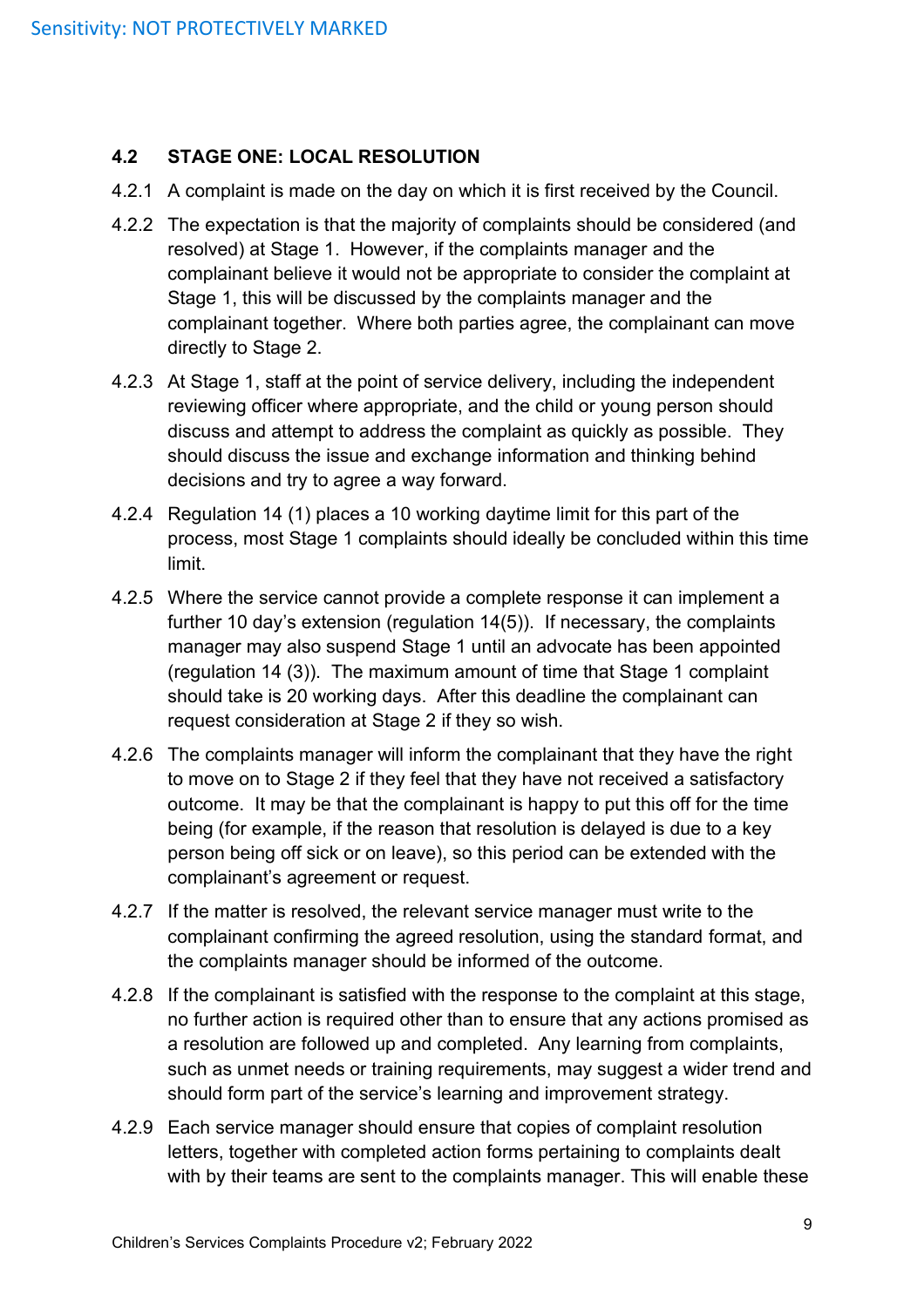### 4.2 STAGE ONE: LOCAL RESOLUTION

4.2.1 A complaint is made on the day on which it is first received by the Council.

4.2.2 The expectation is that the majority of complaints should be considered (and resolved) at Stage 1. However, if the complaints manager and the complainant believe it would not be appropriate to consider the complaint at Stage 1, this will be discussed by the complaints manager and the complainant together. Where both parties agree, the complainant can move directly to Stage 2.

4.2.3 At Stage 1, staff at the point of service delivery, including the independent reviewing officer where appropriate, and the child or young person should discuss and attempt to address the complaint as quickly as possible. They should discuss the issue and exchange information and thinking behind decisions and try to agree a way forward.

4.2.4 Regulation 14 (1) places a 10 working daytime limit for this part of the process, most Stage 1 complaints should ideally be concluded within this time limit.

4.2.5 Where the service cannot provide a complete response it can implement a further 10 day's extension (regulation 14(5)). If necessary, the complaints manager may also suspend Stage 1 until an advocate has been appointed (regulation 14 (3)). The maximum amount of time that Stage 1 complaint should take is 20 working days. After this deadline the complainant can request consideration at Stage 2 if they so wish.

4.2.6 The complaints manager will inform the complainant that they have the right to move on to Stage 2 if they feel that they have not received a satisfactory outcome. It may be that the complainant is happy to put this off for the time being (for example, if the reason that resolution is delayed is due to a key person being off sick or on leave), so this period can be extended with the complainant's agreement or request.

4.2.7 If the matter is resolved, the relevant service manager must write to the complainant confirming the agreed resolution, using the standard format, and the complaints manager should be informed of the outcome.

4.2.8 If the complainant is satisfied with the response to the complaint at this stage, no further action is required other than to ensure that any actions promised as a resolution are followed up and completed. Any learning from complaints, such as unmet needs or training requirements, may suggest a wider trend and should form part of the service's learning and improvement strategy.

4.2.9 Each service manager should ensure that copies of complaint resolution letters, together with completed action forms pertaining to complaints dealt with by their teams are sent to the complaints manager. This will enable these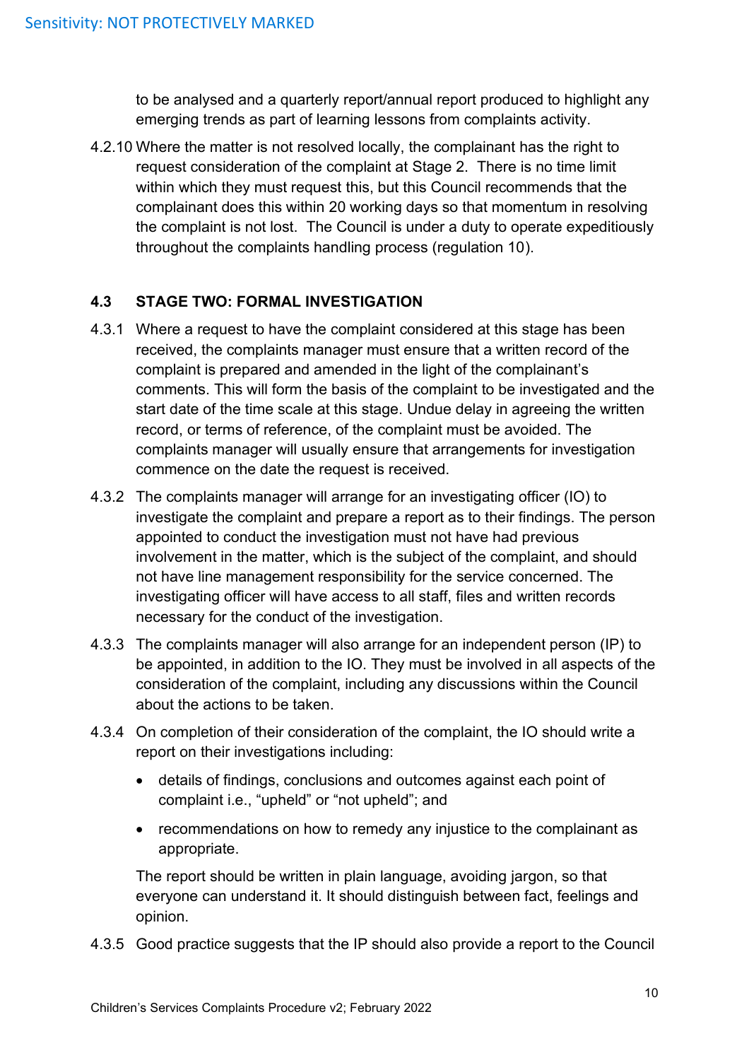to be analysed and a quarterly report/annual report produced to highlight any emerging trends as part of learning lessons from complaints activity.

4.2.10 Where the matter is not resolved locally, the complainant has the right to request consideration of the complaint at Stage 2. There is no time limit within which they must request this, but this Council recommends that the complainant does this within 20 working days so that momentum in resolving the complaint is not lost. The Council is under a duty to operate expeditiously throughout the complaints handling process (regulation 10).

### 4.3 STAGE TWO: FORMAL INVESTIGATION

4.3.1 Where a request to have the complaint considered at this stage has been received, the complaints manager must ensure that a written record of the complaint is prepared and amended in the light of the complainant's comments. This will form the basis of the complaint to be investigated and the start date of the time scale at this stage. Undue delay in agreeing the written record, or terms of reference, of the complaint must be avoided. The complaints manager will usually ensure that arrangements for investigation commence on the date the request is received.

4.3.2 The complaints manager will arrange for an investigating officer (IO) to investigate the complaint and prepare a report as to their findings. The person appointed to conduct the investigation must not have had previous involvement in the matter, which is the subject of the complaint, and should not have line management responsibility for the service concerned. The investigating officer will have access to all staff, files and written records necessary for the conduct of the investigation.

4.3.3 The complaints manager will also arrange for an independent person (IP) to be appointed, in addition to the IO. They must be involved in all aspects of the consideration of the complaint, including any discussions within the Council about the actions to be taken.

4.3.4 On completion of their consideration of the complaint, the IO should write a report on their investigations including:

- details of findings, conclusions and outcomes against each point of complaint i.e., "upheld" or "not upheld"; and
- recommendations on how to remedy any injustice to the complainant as appropriate.

The report should be written in plain language, avoiding jargon, so that everyone can understand it. It should distinguish between fact, feelings and opinion.

4.3.5 Good practice suggests that the IP should also provide a report to the Council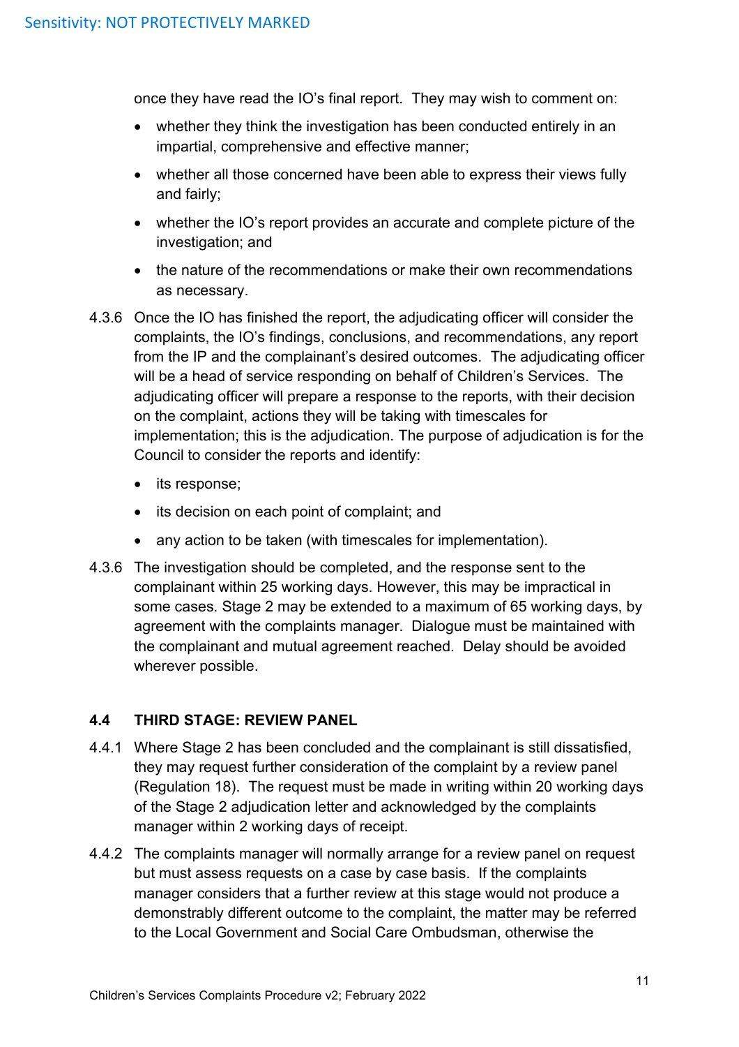once they have read the IO's final report. They may wish to comment on:

- whether they think the investigation has been conducted entirely in an impartial, comprehensive and effective manner;
- whether all those concerned have been able to express their views fully and fairly;
- whether the IO's report provides an accurate and complete picture of the investigation; and
- the nature of the recommendations or make their own recommendations as necessary.

4.3.6 Once the IO has finished the report, the adjudicating officer will consider the complaints, the IO's findings, conclusions, and recommendations, any report from the IP and the complainant's desired outcomes. The adjudicating officer will be a head of service responding on behalf of Children's Services. The adjudicating officer will prepare a response to the reports, with their decision on the complaint, actions they will be taking with timescales for implementation; this is the adjudication. The purpose of adjudication is for the Council to consider the reports and identify:

- its response;
- its decision on each point of complaint; and
- any action to be taken (with timescales for implementation).

4.3.6 The investigation should be completed, and the response sent to the complainant within 25 working days. However, this may be impractical in some cases. Stage 2 may be extended to a maximum of 65 working days, by agreement with the complaints manager. Dialogue must be maintained with the complainant and mutual agreement reached. Delay should be avoided wherever possible.

### 4.4 THIRD STAGE: REVIEW PANEL

4.4.1 Where Stage 2 has been concluded and the complainant is still dissatisfied, they may request further consideration of the complaint by a review panel (Regulation 18). The request must be made in writing within 20 working days of the Stage 2 adjudication letter and acknowledged by the complaints manager within 2 working days of receipt.

4.4.2 The complaints manager will normally arrange for a review panel on request but must assess requests on a case by case basis. If the complaints manager considers that a further review at this stage would not produce a demonstrably different outcome to the complaint, the matter may be referred to the Local Government and Social Care Ombudsman, otherwise the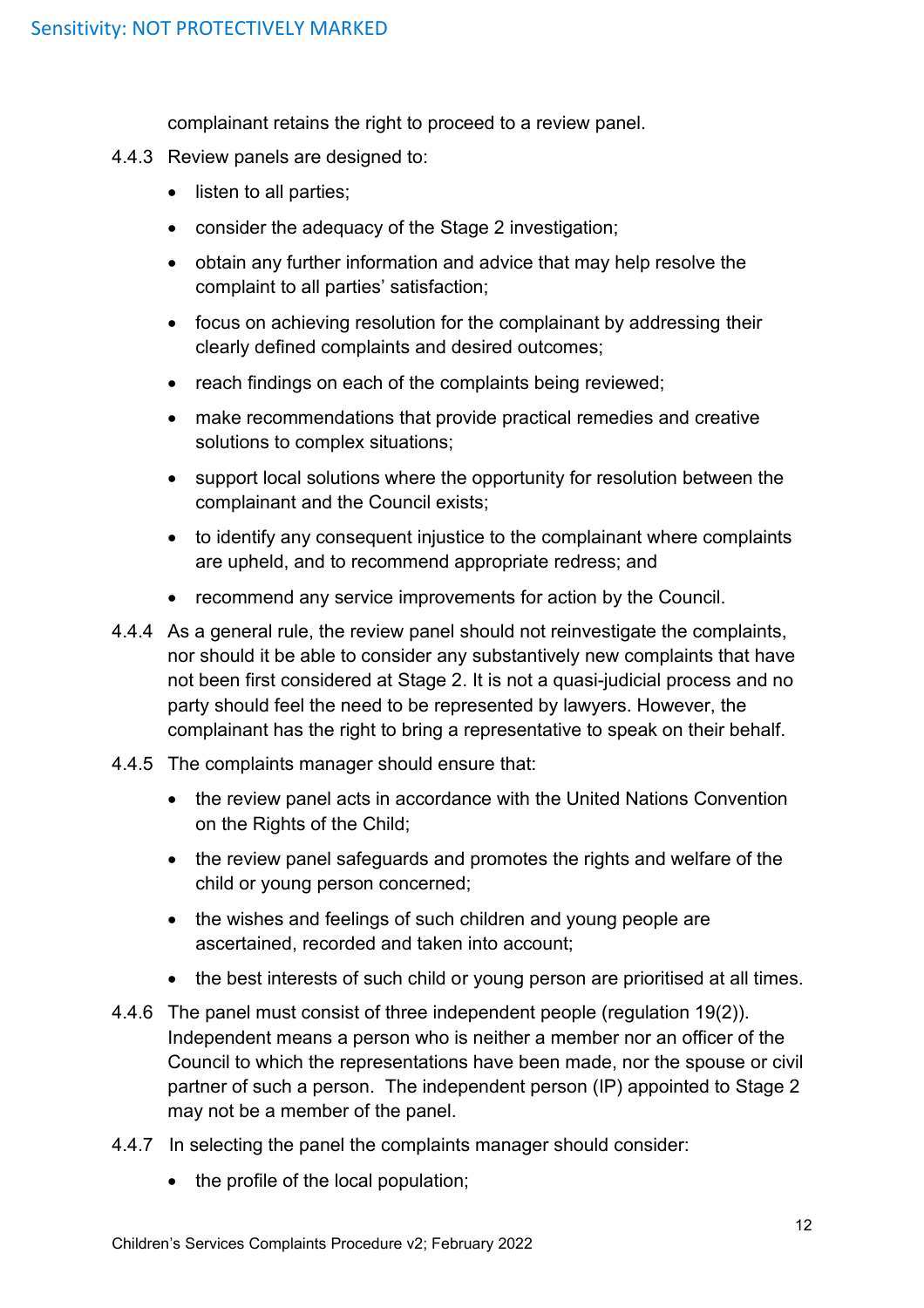complainant retains the right to proceed to a review panel.

4.4.3 Review panels are designed to:

- listen to all parties;
- consider the adequacy of the Stage 2 investigation;
- obtain any further information and advice that may help resolve the complaint to all parties' satisfaction;
- focus on achieving resolution for the complainant by addressing their clearly defined complaints and desired outcomes;
- reach findings on each of the complaints being reviewed;
- make recommendations that provide practical remedies and creative solutions to complex situations;
- support local solutions where the opportunity for resolution between the complainant and the Council exists;
- to identify any consequent injustice to the complainant where complaints are upheld, and to recommend appropriate redress; and
- recommend any service improvements for action by the Council.

4.4.4 As a general rule, the review panel should not reinvestigate the complaints, nor should it be able to consider any substantively new complaints that have not been first considered at Stage 2. It is not a quasi-judicial process and no party should feel the need to be represented by lawyers. However, the complainant has the right to bring a representative to speak on their behalf.

4.4.5 The complaints manager should ensure that:

- the review panel acts in accordance with the United Nations Convention on the Rights of the Child;
- the review panel safeguards and promotes the rights and welfare of the child or young person concerned;
- the wishes and feelings of such children and young people are ascertained, recorded and taken into account;
- the best interests of such child or young person are prioritised at all times.

4.4.6 The panel must consist of three independent people (regulation 19(2)). Independent means a person who is neither a member nor an officer of the Council to which the representations have been made, nor the spouse or civil partner of such a person. The independent person (IP) appointed to Stage 2 may not be a member of the panel.

4.4.7 In selecting the panel the complaints manager should consider:

- the profile of the local population;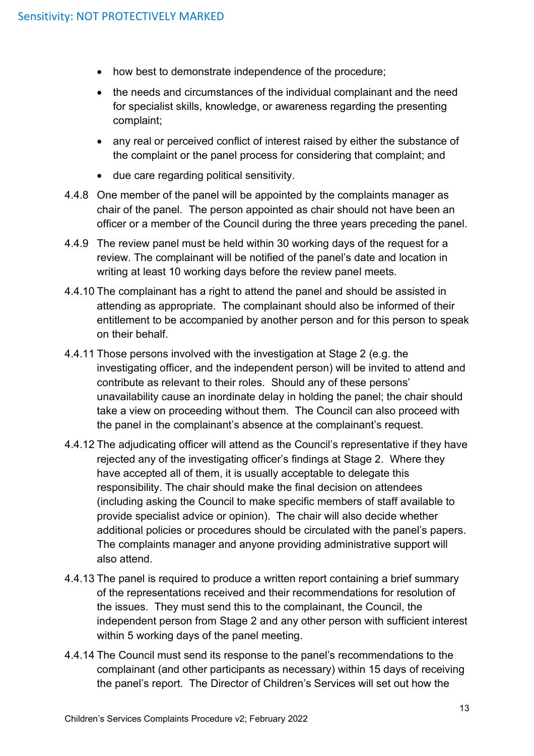- how best to demonstrate independence of the procedure;
- the needs and circumstances of the individual complainant and the need for specialist skills, knowledge, or awareness regarding the presenting complaint;
- any real or perceived conflict of interest raised by either the substance of the complaint or the panel process for considering that complaint; and
- due care regarding political sensitivity.

4.4.8 One member of the panel will be appointed by the complaints manager as chair of the panel. The person appointed as chair should not have been an officer or a member of the Council during the three years preceding the panel.

4.4.9 The review panel must be held within 30 working days of the request for a review. The complainant will be notified of the panel's date and location in writing at least 10 working days before the review panel meets.

4.4.10 The complainant has a right to attend the panel and should be assisted in attending as appropriate. The complainant should also be informed of their entitlement to be accompanied by another person and for this person to speak on their behalf.

4.4.11 Those persons involved with the investigation at Stage 2 (e.g. the investigating officer, and the independent person) will be invited to attend and contribute as relevant to their roles. Should any of these persons' unavailability cause an inordinate delay in holding the panel; the chair should take a view on proceeding without them. The Council can also proceed with the panel in the complainant's absence at the complainant's request.

4.4.12 The adjudicating officer will attend as the Council's representative if they have rejected any of the investigating officer's findings at Stage 2. Where they have accepted all of them, it is usually acceptable to delegate this responsibility. The chair should make the final decision on attendees (including asking the Council to make specific members of staff available to provide specialist advice or opinion). The chair will also decide whether additional policies or procedures should be circulated with the panel's papers. The complaints manager and anyone providing administrative support will also attend.

4.4.13 The panel is required to produce a written report containing a brief summary of the representations received and their recommendations for resolution of the issues. They must send this to the complainant, the Council, the independent person from Stage 2 and any other person with sufficient interest within 5 working days of the panel meeting.

4.4.14 The Council must send its response to the panel's recommendations to the complainant (and other participants as necessary) within 15 days of receiving the panel's report. The Director of Children's Services will set out how the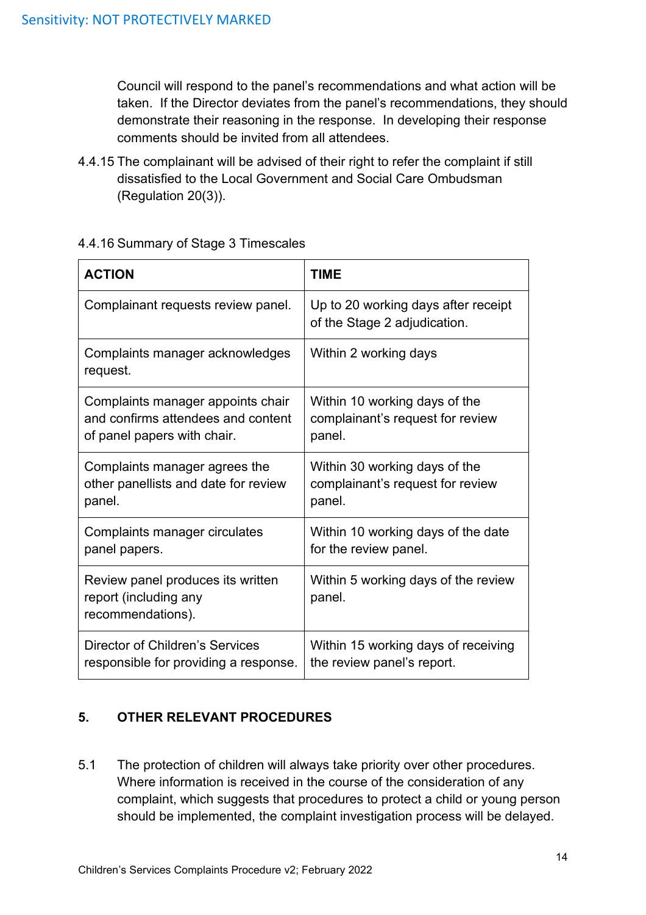Council will respond to the panel's recommendations and what action will be taken. If the Director deviates from the panel's recommendations, they should demonstrate their reasoning in the response. In developing their response comments should be invited from all attendees.

4.4.15 The complainant will be advised of their right to refer the complaint if still dissatisfied to the Local Government and Social Care Ombudsman (Regulation 20(3)).

4.4.16 Summary of Stage 3 Timescales

| ACTION | TIME |
| --- | --- |
| Complainant requests review panel. | Up to 20 working days after receipt of the Stage 2 adjudication. |
| Complaints manager acknowledges request. | Within 2 working days |
| Complaints manager appoints chair and confirms attendees and content of panel papers with chair. | Within 10 working days of the complainant's request for review panel. |
| Complaints manager agrees the other panellists and date for review panel. | Within 30 working days of the complainant's request for review panel. |
| Complaints manager circulates panel papers. | Within 10 working days of the date for the review panel. |
| Review panel produces its written report (including any recommendations). | Within 5 working days of the review panel. |
| Director of Children's Services responsible for providing a response. | Within 15 working days of receiving the review panel's report. |

## 5. OTHER RELEVANT PROCEDURES

5.1 The protection of children will always take priority over other procedures. Where information is received in the course of the consideration of any complaint, which suggests that procedures to protect a child or young person should be implemented, the complaint investigation process will be delayed.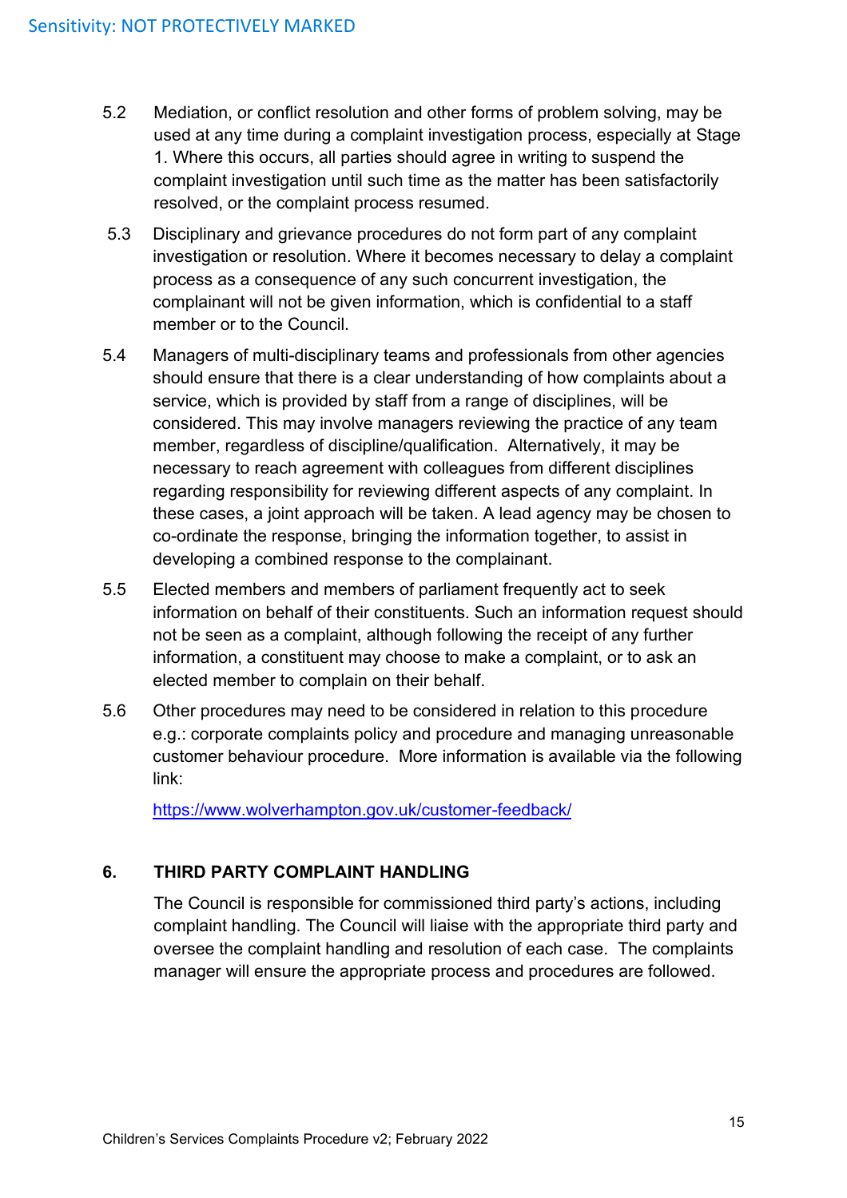5.2 Mediation, or conflict resolution and other forms of problem solving, may be used at any time during a complaint investigation process, especially at Stage 1. Where this occurs, all parties should agree in writing to suspend the complaint investigation until such time as the matter has been satisfactorily resolved, or the complaint process resumed.

5.3 Disciplinary and grievance procedures do not form part of any complaint investigation or resolution. Where it becomes necessary to delay a complaint process as a consequence of any such concurrent investigation, the complainant will not be given information, which is confidential to a staff member or to the Council.

5.4 Managers of multi-disciplinary teams and professionals from other agencies should ensure that there is a clear understanding of how complaints about a service, which is provided by staff from a range of disciplines, will be considered. This may involve managers reviewing the practice of any team member, regardless of discipline/qualification. Alternatively, it may be necessary to reach agreement with colleagues from different disciplines regarding responsibility for reviewing different aspects of any complaint. In these cases, a joint approach will be taken. A lead agency may be chosen to co-ordinate the response, bringing the information together, to assist in developing a combined response to the complainant.

5.5 Elected members and members of parliament frequently act to seek information on behalf of their constituents. Such an information request should not be seen as a complaint, although following the receipt of any further information, a constituent may choose to make a complaint, or to ask an elected member to complain on their behalf.

5.6 Other procedures may need to be considered in relation to this procedure e.g.: corporate complaints policy and procedure and managing unreasonable customer behaviour procedure. More information is available via the following link:

[https://www.wolverhampton.gov.uk/customer-feedback/](https://www.wolverhampton.gov.uk/customer-feedback/)

## 6. THIRD PARTY COMPLAINT HANDLING

The Council is responsible for commissioned third party's actions, including complaint handling. The Council will liaise with the appropriate third party and oversee the complaint handling and resolution of each case. The complaints manager will ensure the appropriate process and procedures are followed.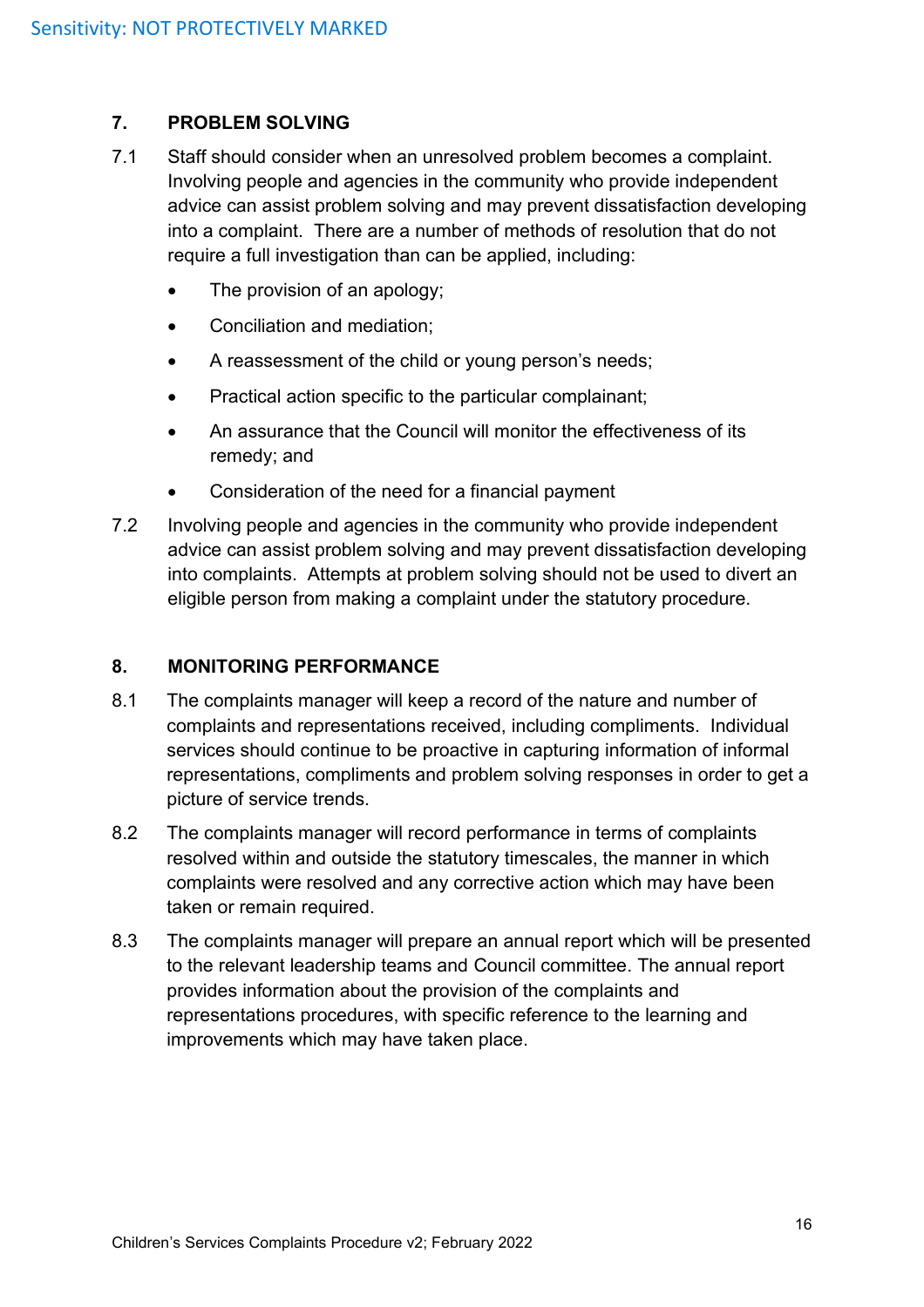## 7. PROBLEM SOLVING

7.1 Staff should consider when an unresolved problem becomes a complaint. Involving people and agencies in the community who provide independent advice can assist problem solving and may prevent dissatisfaction developing into a complaint. There are a number of methods of resolution that do not require a full investigation than can be applied, including:

- The provision of an apology;
- Conciliation and mediation;
- A reassessment of the child or young person's needs;
- Practical action specific to the particular complainant;
- An assurance that the Council will monitor the effectiveness of its remedy; and
- Consideration of the need for a financial payment

7.2 Involving people and agencies in the community who provide independent advice can assist problem solving and may prevent dissatisfaction developing into complaints. Attempts at problem solving should not be used to divert an eligible person from making a complaint under the statutory procedure.

## 8. MONITORING PERFORMANCE

8.1 The complaints manager will keep a record of the nature and number of complaints and representations received, including compliments. Individual services should continue to be proactive in capturing information of informal representations, compliments and problem solving responses in order to get a picture of service trends.

8.2 The complaints manager will record performance in terms of complaints resolved within and outside the statutory timescales, the manner in which complaints were resolved and any corrective action which may have been taken or remain required.

8.3 The complaints manager will prepare an annual report which will be presented to the relevant leadership teams and Council committee. The annual report provides information about the provision of the complaints and representations procedures, with specific reference to the learning and improvements which may have taken place.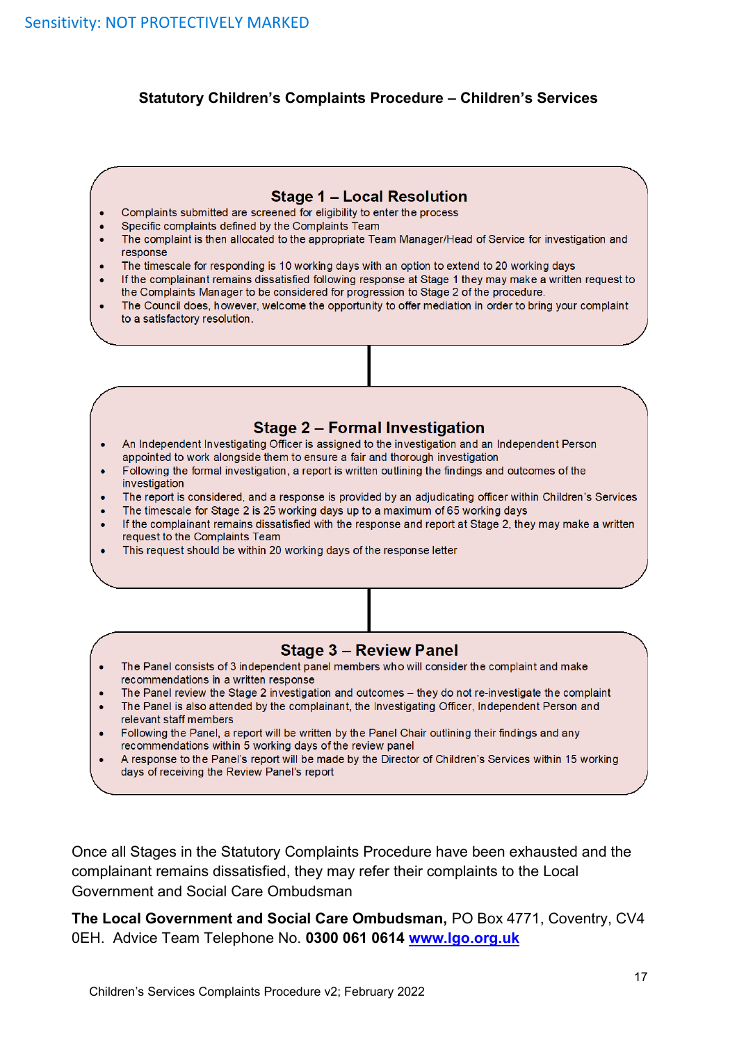**Statistical Children's Complaints Procedure – Children's Services**

## Stage 1 – Local Resolution

- Complaints submitted are screened for eligibility to enter the process
- Specific complaints defined by the Complaints Team
- The complaint is then allocated to the appropriate Team Manager/Head of Service for investigation and response
- The timescale for responding is 10 working days with an option to extend to 20 working days
- If the complainant remains dissatisfied following response at Stage 1 they may make a written request to the Complaints Manager to be considered for progression to Stage 2 of the procedure.
- The Council does, however, welcome the opportunity to offer mediation in order to bring your complaint to a satisfactory resolution.

## Stage 2 – Formal Investigation

- An Independent Investigating Officer is assigned to the investigation and an Independent Person appointed to work alongside them to ensure a fair and thorough investigation
- Following the formal investigation, a report is written outlining the findings and outcomes of the investigation
- The report is considered, and a response is provided by an adjudicating officer within Children's Services
- The timescale for Stage 2 is 25 working days up to a maximum of 65 working days
- If the complainant remains dissatisfied with the response and report at Stage 2, they may make a written request to the Complaints Team
- This request should be within 20 working days of the response letter

## Stage 3 – Review Panel

- The Panel consists of 3 independent panel members who will consider the complaint and make recommendations in a written response
- The Panel review the Stage 2 investigation and outcomes – they do not re-investigate the complaint
- The Panel is also attended by the complainant, the Investigating Officer, Independent Person and relevant staff members
- Following the Panel, a report will be written by the Panel Chair outlining their findings and any recommendations within 5 working days of the review panel
- A response to the Panel's report will be made by the Director of Children's Services within 15 working days of receiving the Review Panel's report

Once all Stages in the Statutory Complaints Procedure have been exhausted and the complainant remains dissatisfied, they may refer their complaints to the Local Government and Social Care Ombudsman

**The Local Government and Social Care Ombudsman,** PO Box 4771, Coventry, CV4 0EH. Advice Team Telephone No. **0300 061 0614** [www.lgo.org.uk](http://www.lgo.org.uk)

Children's Services Complaints Procedure v2; February 2022